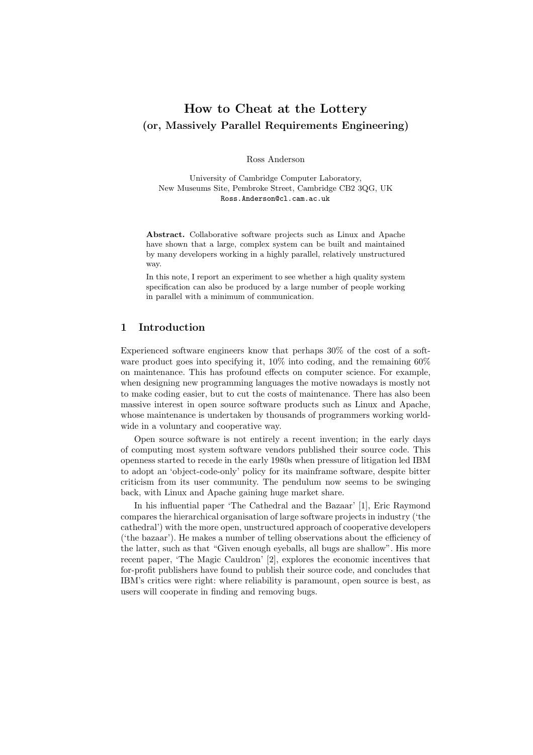# How to Cheat at the Lottery
## (or, Massively Parallel Requirements Engineering)

Ross Anderson

University of Cambridge Computer Laboratory,
New Museums Site, Pembroke Street, Cambridge CB2 3QG, UK
Ross.Anderson@cl.cam.ac.uk

**Abstract.** Collaborative software projects such as Linux and Apache have shown that a large, complex system can be built and maintained by many developers working in a highly parallel, relatively unstructured way.

In this note, I report an experiment to see whether a high quality system specification can also be produced by a large number of people working in parallel with a minimum of communication.

## 1 Introduction

Experienced software engineers know that perhaps 30% of the cost of a software product goes into specifying it, 10% into coding, and the remaining 60% on maintenance. This has profound effects on computer science. For example, when designing new programming languages the motive nowadays is mostly not to make coding easier, but to cut the costs of maintenance. There has also been massive interest in open source software products such as Linux and Apache, whose maintenance is undertaken by thousands of programmers working worldwide in a voluntary and cooperative way.

Open source software is not entirely a recent invention; in the early days of computing most system software vendors published their source code. This openness started to recede in the early 1980s when pressure of litigation led IBM to adopt an 'object-code-only' policy for its mainframe software, despite bitter criticism from its user community. The pendulum now seems to be swinging back, with Linux and Apache gaining huge market share.

In his influential paper 'The Cathedral and the Bazaar' [1], Eric Raymond compares the hierarchical organisation of large software projects in industry ('the cathedral') with the more open, unstructured approach of cooperative developers ('the bazaar'). He makes a number of telling observations about the efficiency of the latter, such as that "Given enough eyeballs, all bugs are shallow". His more recent paper, 'The Magic Cauldron' [2], explores the economic incentives that for-profit publishers have found to publish their source code, and concludes that IBM's critics were right: where reliability is paramount, open source is best, as users will cooperate in finding and removing bugs.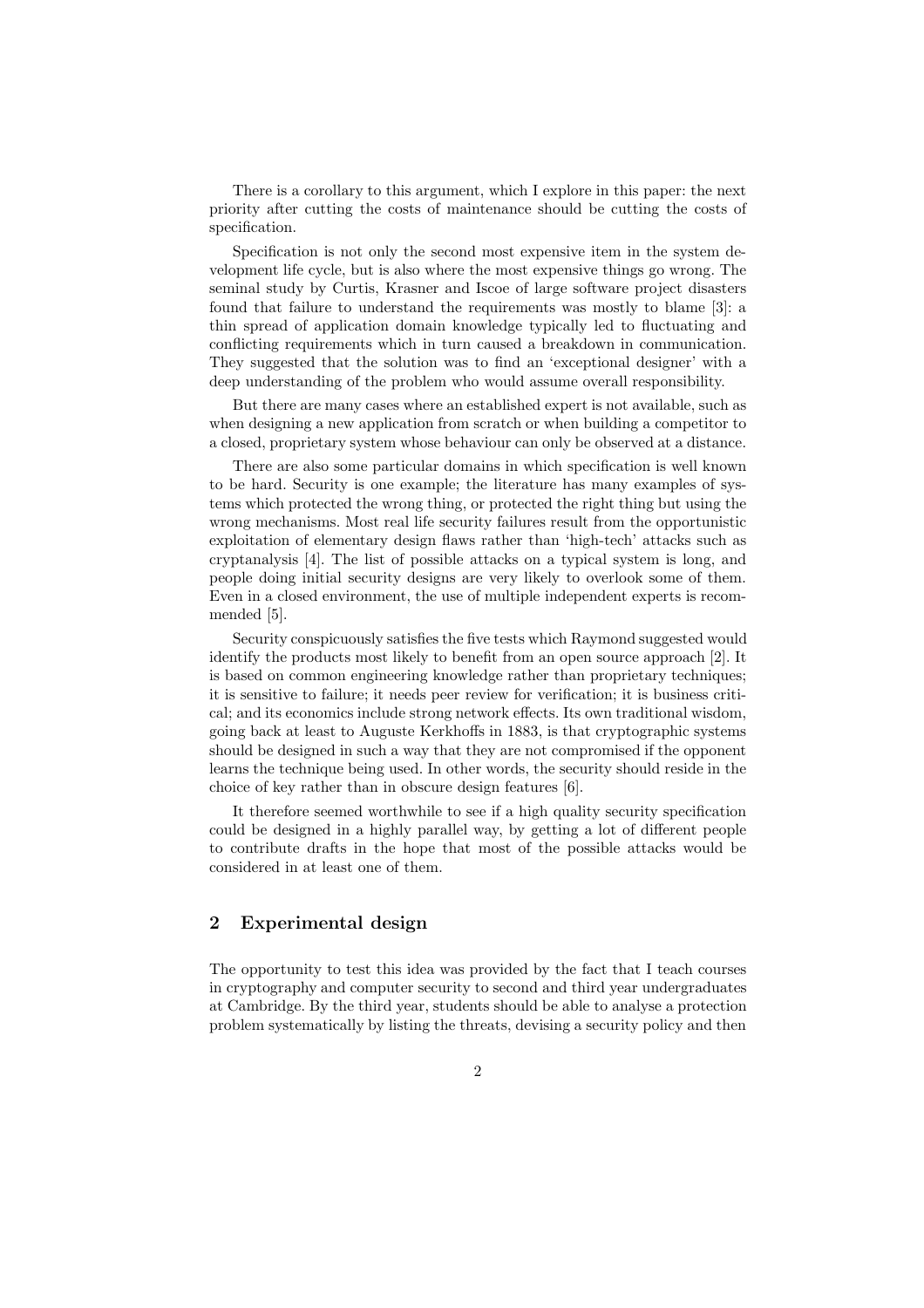There is a corollary to this argument, which I explore in this paper: the next priority after cutting the costs of maintenance should be cutting the costs of specification.

Specification is not only the second most expensive item in the system development life cycle, but is also where the most expensive things go wrong. The seminal study by Curtis, Krasner and Iscoe of large software project disasters found that failure to understand the requirements was mostly to blame [3]: a thin spread of application domain knowledge typically led to fluctuating and conflicting requirements which in turn caused a breakdown in communication. They suggested that the solution was to find an 'exceptional designer' with a deep understanding of the problem who would assume overall responsibility.

But there are many cases where an established expert is not available, such as when designing a new application from scratch or when building a competitor to a closed, proprietary system whose behaviour can only be observed at a distance.

There are also some particular domains in which specification is well known to be hard. Security is one example; the literature has many examples of systems which protected the wrong thing, or protected the right thing but using the wrong mechanisms. Most real life security failures result from the opportunistic exploitation of elementary design flaws rather than 'high-tech' attacks such as cryptanalysis [4]. The list of possible attacks on a typical system is long, and people doing initial security designs are very likely to overlook some of them. Even in a closed environment, the use of multiple independent experts is recommended [5].

Security conspicuously satisfies the five tests which Raymond suggested would identify the products most likely to benefit from an open source approach [2]. It is based on common engineering knowledge rather than proprietary techniques; it is sensitive to failure; it needs peer review for verification; it is business critical; and its economics include strong network effects. Its own traditional wisdom, going back at least to Auguste Kerkhoffs in 1883, is that cryptographic systems should be designed in such a way that they are not compromised if the opponent learns the technique being used. In other words, the security should reside in the choice of key rather than in obscure design features [6].

It therefore seemed worthwhile to see if a high quality security specification could be designed in a highly parallel way, by getting a lot of different people to contribute drafts in the hope that most of the possible attacks would be considered in at least one of them.

## 2 Experimental design

The opportunity to test this idea was provided by the fact that I teach courses in cryptography and computer security to second and third year undergraduates at Cambridge. By the third year, students should be able to analyse a protection problem systematically by listing the threats, devising a security policy and then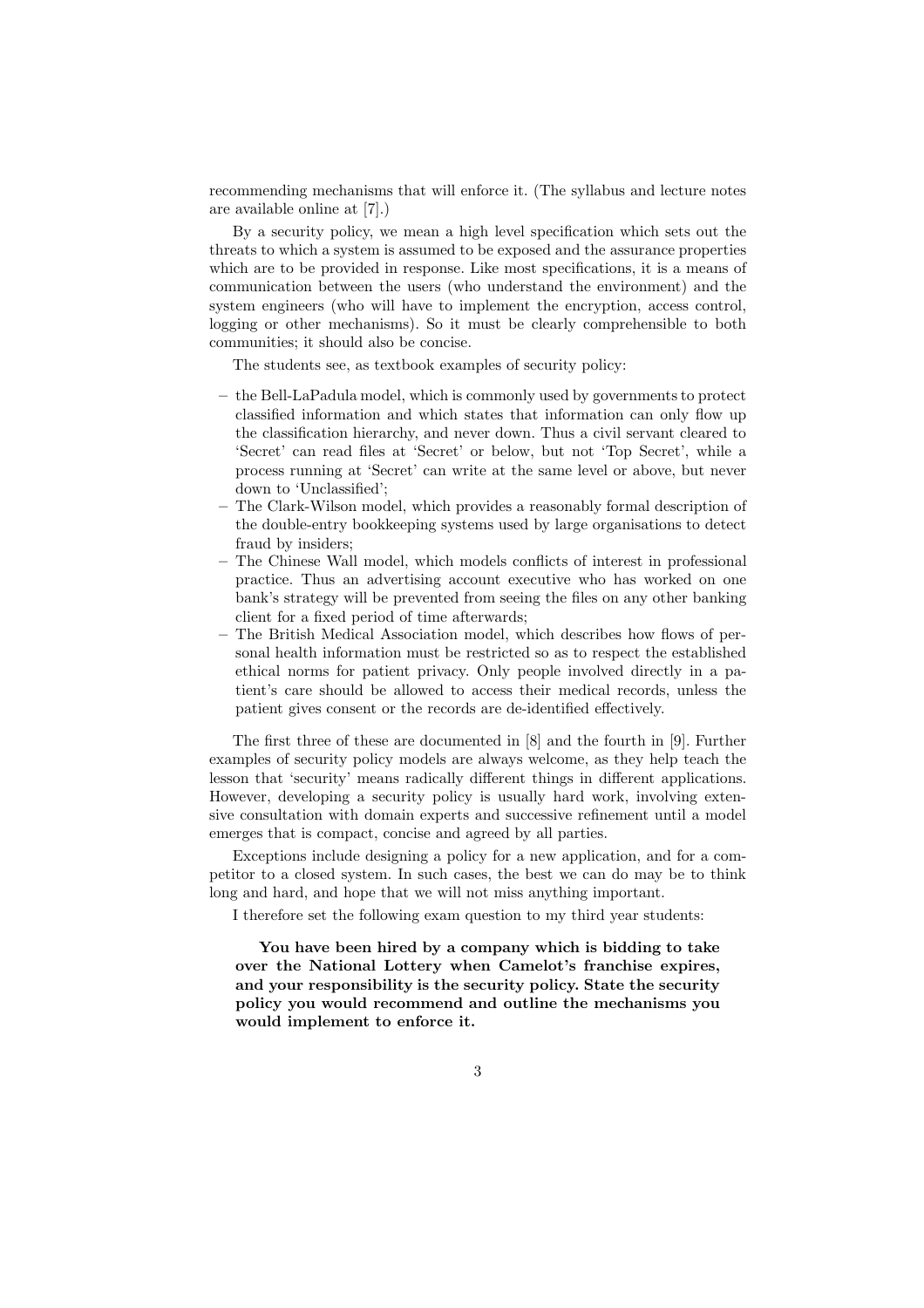recommending mechanisms that will enforce it. (The syllabus and lecture notes are available online at [7].)

By a security policy, we mean a high level specification which sets out the threats to which a system is assumed to be exposed and the assurance properties which are to be provided in response. Like most specifications, it is a means of communication between the users (who understand the environment) and the system engineers (who will have to implement the encryption, access control, logging or other mechanisms). So it must be clearly comprehensible to both communities; it should also be concise.

The students see, as textbook examples of security policy:

– the Bell-LaPadula model, which is commonly used by governments to protect classified information and which states that information can only flow up the classification hierarchy, and never down. Thus a civil servant cleared to 'Secret' can read files at 'Secret' or below, but not 'Top Secret', while a process running at 'Secret' can write at the same level or above, but never down to 'Unclassified';
– The Clark-Wilson model, which provides a reasonably formal description of the double-entry bookkeeping systems used by large organisations to detect fraud by insiders;
– The Chinese Wall model, which models conflicts of interest in professional practice. Thus an advertising account executive who has worked on one bank's strategy will be prevented from seeing the files on any other banking client for a fixed period of time afterwards;
– The British Medical Association model, which describes how flows of personal health information must be restricted so as to respect the established ethical norms for patient privacy. Only people involved directly in a patient's care should be allowed to access their medical records, unless the patient gives consent or the records are de-identified effectively.

The first three of these are documented in [8] and the fourth in [9]. Further examples of security policy models are always welcome, as they help teach the lesson that 'security' means radically different things in different applications. However, developing a security policy is usually hard work, involving extensive consultation with domain experts and successive refinement until a model emerges that is compact, concise and agreed by all parties.

Exceptions include designing a policy for a new application, and for a competitor to a closed system. In such cases, the best we can do may be to think long and hard, and hope that we will not miss anything important.

I therefore set the following exam question to my third year students:

> **You have been hired by a company which is bidding to take over the National Lottery when Camelot's franchise expires, and your responsibility is the security policy. State the security policy you would recommend and outline the mechanisms you would implement to enforce it.**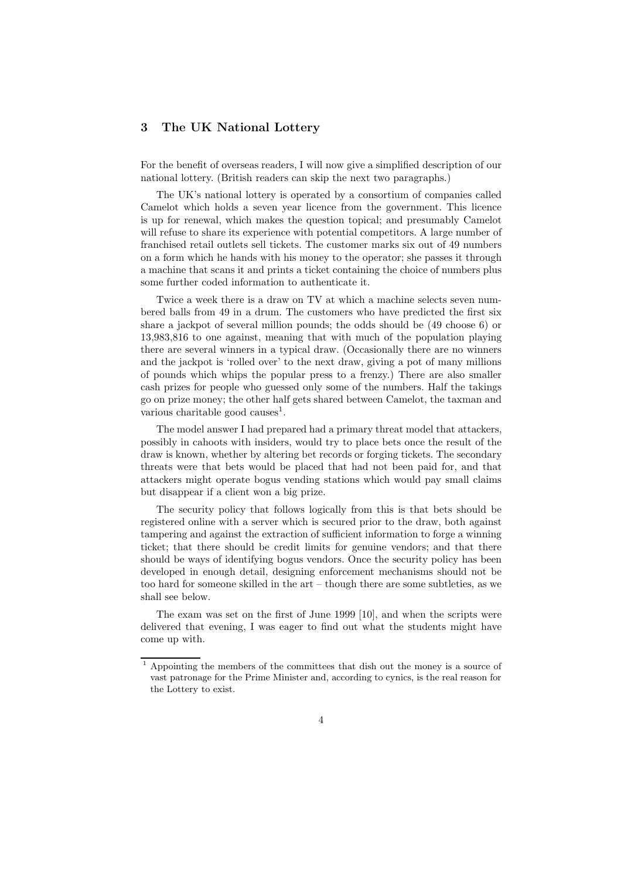## 3 The UK National Lottery

For the benefit of overseas readers, I will now give a simplified description of our national lottery. (British readers can skip the next two paragraphs.)

The UK's national lottery is operated by a consortium of companies called Camelot which holds a seven year licence from the government. This licence is up for renewal, which makes the question topical; and presumably Camelot will refuse to share its experience with potential competitors. A large number of franchised retail outlets sell tickets. The customer marks six out of 49 numbers on a form which he hands with his money to the operator; she passes it through a machine that scans it and prints a ticket containing the choice of numbers plus some further coded information to authenticate it.

Twice a week there is a draw on TV at which a machine selects seven numbered balls from 49 in a drum. The customers who have predicted the first six share a jackpot of several million pounds; the odds should be (49 choose 6) or 13,983,816 to one against, meaning that with much of the population playing there are several winners in a typical draw. (Occasionally there are no winners and the jackpot is 'rolled over' to the next draw, giving a pot of many millions of pounds which whips the popular press to a frenzy.) There are also smaller cash prizes for people who guessed only some of the numbers. Half the takings go on prize money; the other half gets shared between Camelot, the taxman and various charitable good causes[1].

The model answer I had prepared had a primary threat model that attackers, possibly in cahoots with insiders, would try to place bets once the result of the draw is known, whether by altering bet records or forging tickets. The secondary threats were that bets would be placed that had not been paid for, and that attackers might operate bogus vending stations which would pay small claims but disappear if a client won a big prize.

The security policy that follows logically from this is that bets should be registered online with a server which is secured prior to the draw, both against tampering and against the extraction of sufficient information to forge a winning ticket; that there should be credit limits for genuine vendors; and that there should be ways of identifying bogus vendors. Once the security policy has been developed in enough detail, designing enforcement mechanisms should not be too hard for someone skilled in the art – though there are some subtleties, as we shall see below.

The exam was set on the first of June 1999 [10], and when the scripts were delivered that evening, I was eager to find out what the students might have come up with.

[1] Appointing the members of the committees that dish out the money is a source of vast patronage for the Prime Minister and, according to cynics, is the real reason for the Lottery to exist.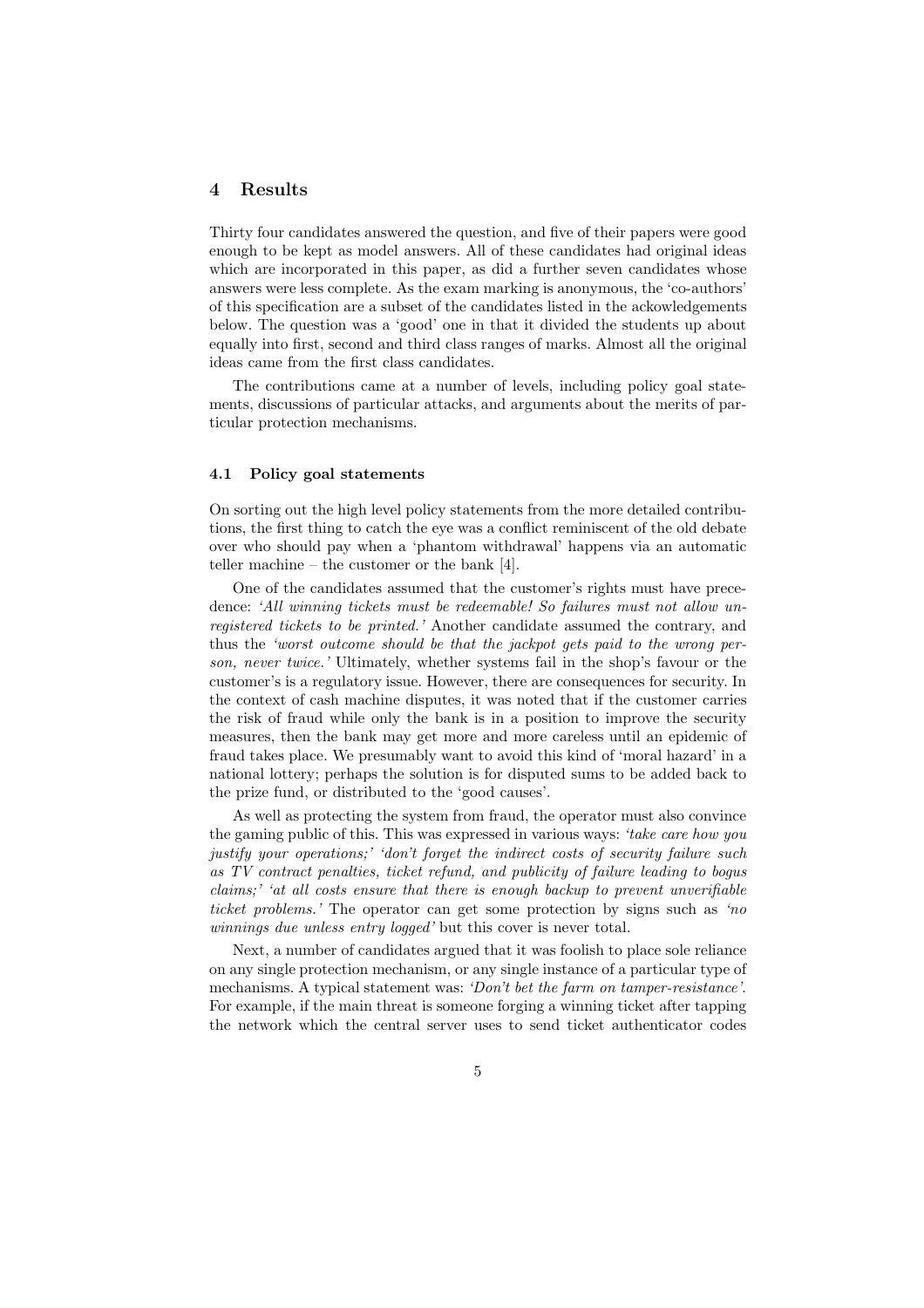## 4 Results

Thirty four candidates answered the question, and five of their papers were good enough to be kept as model answers. All of these candidates had original ideas which are incorporated in this paper, as did a further seven candidates whose answers were less complete. As the exam marking is anonymous, the 'co-authors' of this specification are a subset of the candidates listed in the ackowledgements below. The question was a 'good' one in that it divided the students up about equally into first, second and third class ranges of marks. Almost all the original ideas came from the first class candidates.

The contributions came at a number of levels, including policy goal statements, discussions of particular attacks, and arguments about the merits of particular protection mechanisms.

### 4.1 Policy goal statements

On sorting out the high level policy statements from the more detailed contributions, the first thing to catch the eye was a conflict reminiscent of the old debate over who should pay when a 'phantom withdrawal' happens via an automatic teller machine – the customer or the bank [4].

One of the candidates assumed that the customer's rights must have precedence: *'All winning tickets must be redeemable! So failures must not allow unregistered tickets to be printed.'* Another candidate assumed the contrary, and thus the *'worst outcome should be that the jackpot gets paid to the wrong person, never twice.'* Ultimately, whether systems fail in the shop's favour or the customer's is a regulatory issue. However, there are consequences for security. In the context of cash machine disputes, it was noted that if the customer carries the risk of fraud while only the bank is in a position to improve the security measures, then the bank may get more and more careless until an epidemic of fraud takes place. We presumably want to avoid this kind of 'moral hazard' in a national lottery; perhaps the solution is for disputed sums to be added back to the prize fund, or distributed to the 'good causes'.

As well as protecting the system from fraud, the operator must also convince the gaming public of this. This was expressed in various ways: *'take care how you justify your operations;' 'don't forget the indirect costs of security failure such as TV contract penalties, ticket refund, and publicity of failure leading to bogus claims;' 'at all costs ensure that there is enough backup to prevent unverifiable ticket problems.'* The operator can get some protection by signs such as *'no winnings due unless entry logged'* but this cover is never total.

Next, a number of candidates argued that it was foolish to place sole reliance on any single protection mechanism, or any single instance of a particular type of mechanisms. A typical statement was: *'Don't bet the farm on tamper-resistance'.* For example, if the main threat is someone forging a winning ticket after tapping the network which the central server uses to send ticket authenticator codes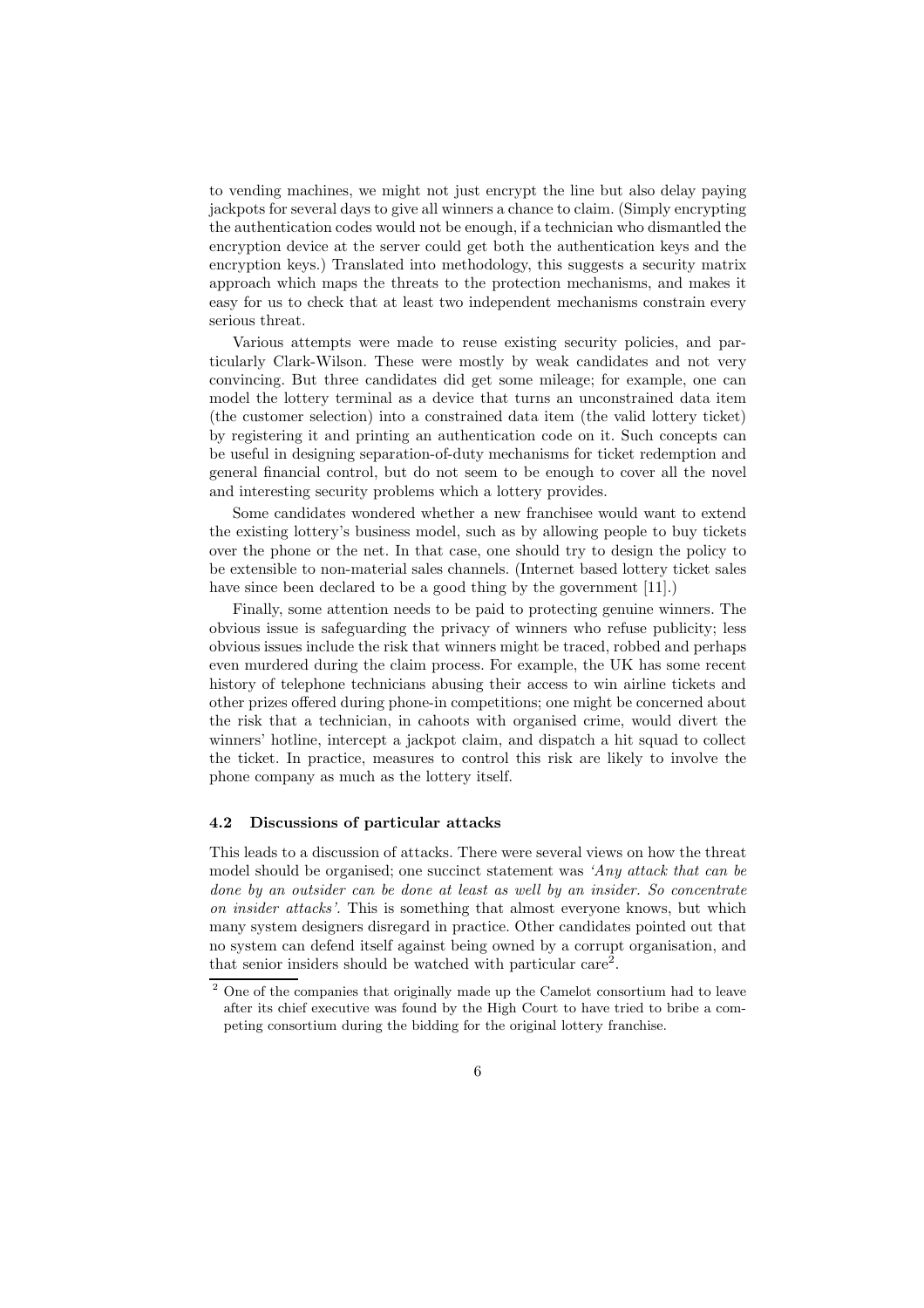to vending machines, we might not just encrypt the line but also delay paying jackpots for several days to give all winners a chance to claim. (Simply encrypting the authentication codes would not be enough, if a technician who dismantled the encryption device at the server could get both the authentication keys and the encryption keys.) Translated into methodology, this suggests a security matrix approach which maps the threats to the protection mechanisms, and makes it easy for us to check that at least two independent mechanisms constrain every serious threat.

Various attempts were made to reuse existing security policies, and particularly Clark-Wilson. These were mostly by weak candidates and not very convincing. But three candidates did get some mileage; for example, one can model the lottery terminal as a device that turns an unconstrained data item (the customer selection) into a constrained data item (the valid lottery ticket) by registering it and printing an authentication code on it. Such concepts can be useful in designing separation-of-duty mechanisms for ticket redemption and general financial control, but do not seem to be enough to cover all the novel and interesting security problems which a lottery provides.

Some candidates wondered whether a new franchisee would want to extend the existing lottery's business model, such as by allowing people to buy tickets over the phone or the net. In that case, one should try to design the policy to be extensible to non-material sales channels. (Internet based lottery ticket sales have since been declared to be a good thing by the government [11].)

Finally, some attention needs to be paid to protecting genuine winners. The obvious issue is safeguarding the privacy of winners who refuse publicity; less obvious issues include the risk that winners might be traced, robbed and perhaps even murdered during the claim process. For example, the UK has some recent history of telephone technicians abusing their access to win airline tickets and other prizes offered during phone-in competitions; one might be concerned about the risk that a technician, in cahoots with organised crime, would divert the winners' hotline, intercept a jackpot claim, and dispatch a hit squad to collect the ticket. In practice, measures to control this risk are likely to involve the phone company as much as the lottery itself.

### 4.2 Discussions of particular attacks

This leads to a discussion of attacks. There were several views on how the threat model should be organised; one succinct statement was *'Any attack that can be done by an outsider can be done at least as well by an insider. So concentrate on insider attacks'*. This is something that almost everyone knows, but which many system designers disregard in practice. Other candidates pointed out that no system can defend itself against being owned by a corrupt organisation, and that senior insiders should be watched with particular care[2].

[2] One of the companies that originally made up the Camelot consortium had to leave after its chief executive was found by the High Court to have tried to bribe a competing consortium during the bidding for the original lottery franchise.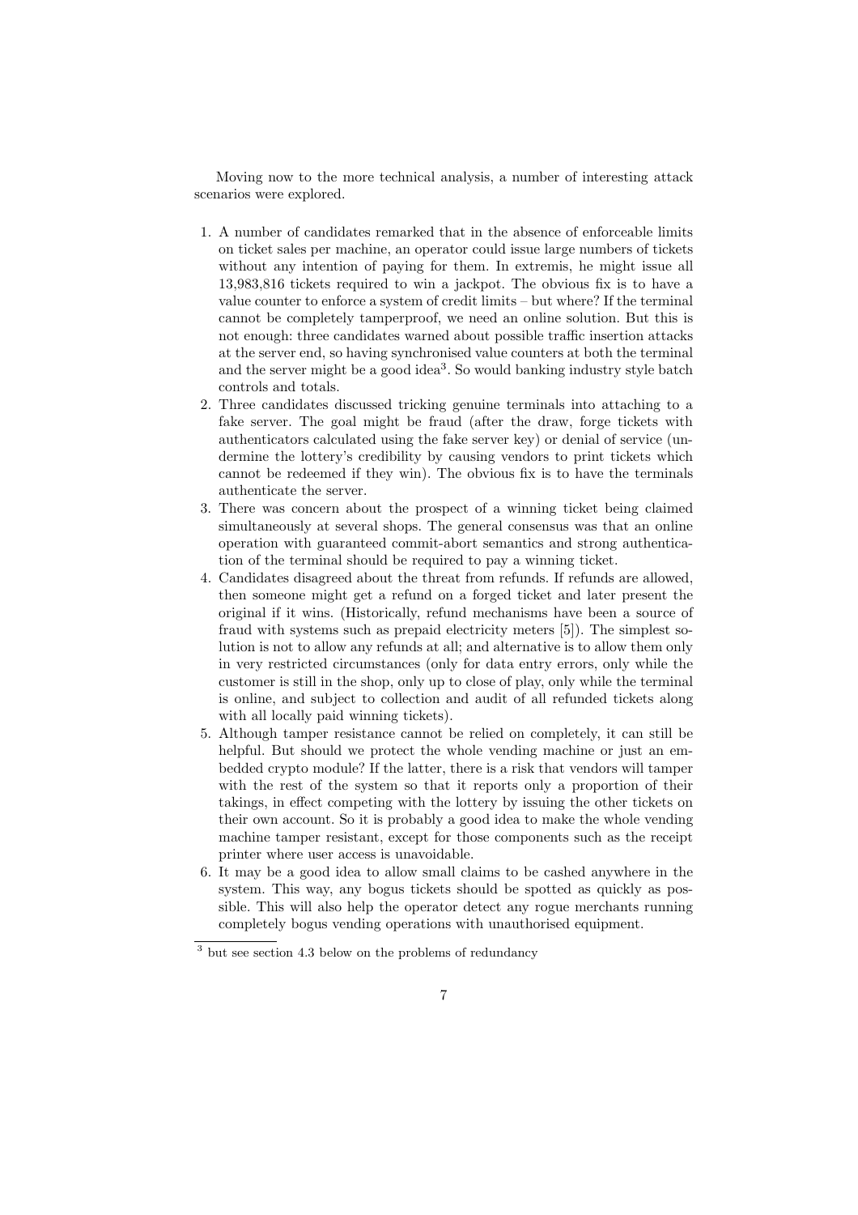Moving now to the more technical analysis, a number of interesting attack scenarios were explored.

1. A number of candidates remarked that in the absence of enforceable limits on ticket sales per machine, an operator could issue large numbers of tickets without any intention of paying for them. In extremis, he might issue all 13,983,816 tickets required to win a jackpot. The obvious fix is to have a value counter to enforce a system of credit limits – but where? If the terminal cannot be completely tamperproof, we need an online solution. But this is not enough: three candidates warned about possible traffic insertion attacks at the server end, so having synchronised value counters at both the terminal and the server might be a good idea[3]. So would banking industry style batch controls and totals.
2. Three candidates discussed tricking genuine terminals into attaching to a fake server. The goal might be fraud (after the draw, forge tickets with authenticators calculated using the fake server key) or denial of service (undermine the lottery's credibility by causing vendors to print tickets which cannot be redeemed if they win). The obvious fix is to have the terminals authenticate the server.
3. There was concern about the prospect of a winning ticket being claimed simultaneously at several shops. The general consensus was that an online operation with guaranteed commit-abort semantics and strong authentication of the terminal should be required to pay a winning ticket.
4. Candidates disagreed about the threat from refunds. If refunds are allowed, then someone might get a refund on a forged ticket and later present the original if it wins. (Historically, refund mechanisms have been a source of fraud with systems such as prepaid electricity meters [5]). The simplest solution is not to allow any refunds at all; and alternative is to allow them only in very restricted circumstances (only for data entry errors, only while the customer is still in the shop, only up to close of play, only while the terminal is online, and subject to collection and audit of all refunded tickets along with all locally paid winning tickets).
5. Although tamper resistance cannot be relied on completely, it can still be helpful. But should we protect the whole vending machine or just an embedded crypto module? If the latter, there is a risk that vendors will tamper with the rest of the system so that it reports only a proportion of their takings, in effect competing with the lottery by issuing the other tickets on their own account. So it is probably a good idea to make the whole vending machine tamper resistant, except for those components such as the receipt printer where user access is unavoidable.
6. It may be a good idea to allow small claims to be cashed anywhere in the system. This way, any bogus tickets should be spotted as quickly as possible. This will also help the operator detect any rogue merchants running completely bogus vending operations with unauthorised equipment.

[3] but see section 4.3 below on the problems of redundancy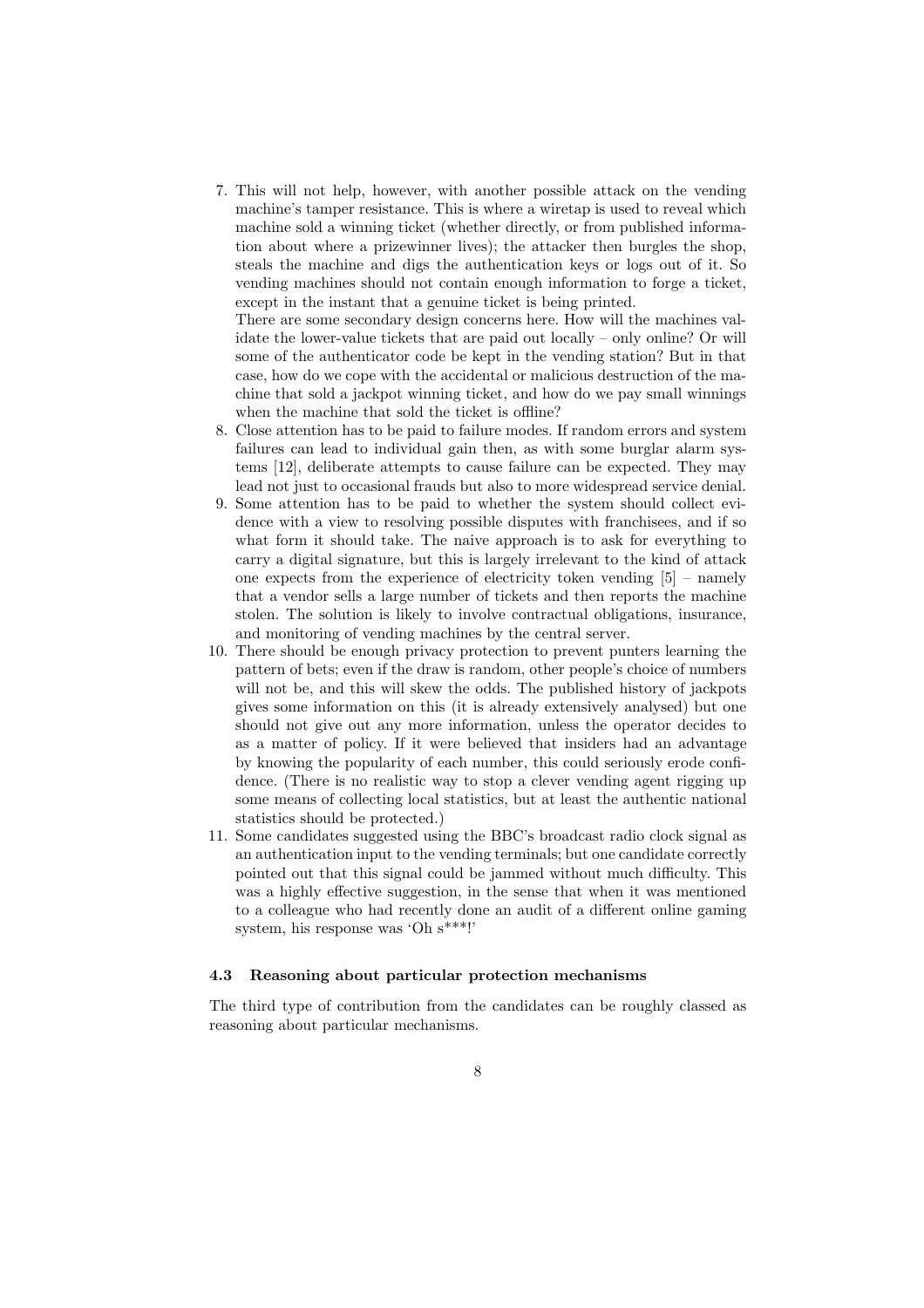7. This will not help, however, with another possible attack on the vending machine's tamper resistance. This is where a wiretap is used to reveal which machine sold a winning ticket (whether directly, or from published information about where a prizewinner lives); the attacker then burgles the shop, steals the machine and digs the authentication keys or logs out of it. So vending machines should not contain enough information to forge a ticket, except in the instant that a genuine ticket is being printed.

   There are some secondary design concerns here. How will the machines validate the lower-value tickets that are paid out locally – only online? Or will some of the authenticator code be kept in the vending station? But in that case, how do we cope with the accidental or malicious destruction of the machine that sold a jackpot winning ticket, and how do we pay small winnings when the machine that sold the ticket is offline?
8. Close attention has to be paid to failure modes. If random errors and system failures can lead to individual gain then, as with some burglar alarm systems [12], deliberate attempts to cause failure can be expected. They may lead not just to occasional frauds but also to more widespread service denial.
9. Some attention has to be paid to whether the system should collect evidence with a view to resolving possible disputes with franchisees, and if so what form it should take. The naive approach is to ask for everything to carry a digital signature, but this is largely irrelevant to the kind of attack one expects from the experience of electricity token vending [5] – namely that a vendor sells a large number of tickets and then reports the machine stolen. The solution is likely to involve contractual obligations, insurance, and monitoring of vending machines by the central server.
10. There should be enough privacy protection to prevent punters learning the pattern of bets; even if the draw is random, other people's choice of numbers will not be, and this will skew the odds. The published history of jackpots gives some information on this (it is already extensively analysed) but one should not give out any more information, unless the operator decides to as a matter of policy. If it were believed that insiders had an advantage by knowing the popularity of each number, this could seriously erode confidence. (There is no realistic way to stop a clever vending agent rigging up some means of collecting local statistics, but at least the authentic national statistics should be protected.)
11. Some candidates suggested using the BBC's broadcast radio clock signal as an authentication input to the vending terminals; but one candidate correctly pointed out that this signal could be jammed without much difficulty. This was a highly effective suggestion, in the sense that when it was mentioned to a colleague who had recently done an audit of a different online gaming system, his response was 'Oh s***!'

### 4.3 Reasoning about particular protection mechanisms

The third type of contribution from the candidates can be roughly classed as reasoning about particular mechanisms.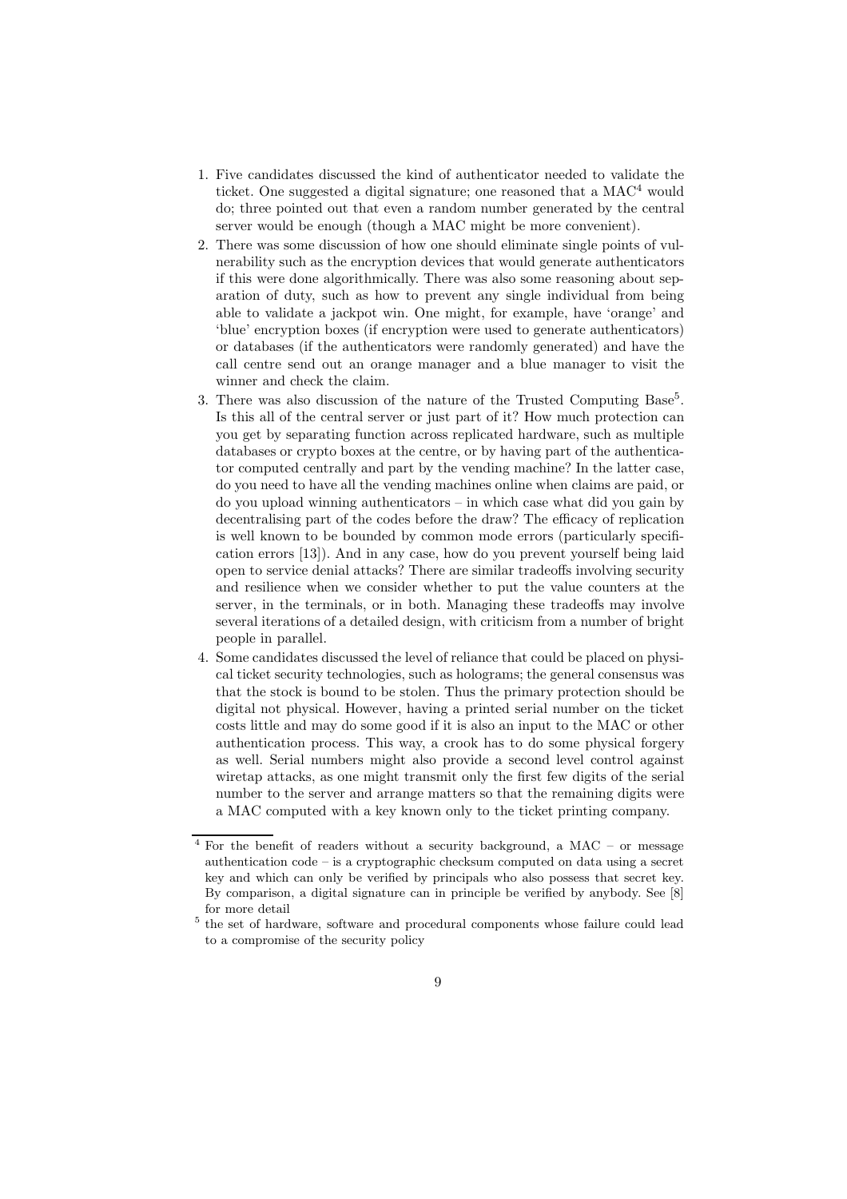1. Five candidates discussed the kind of authenticator needed to validate the ticket. One suggested a digital signature; one reasoned that a MAC[4] would do; three pointed out that even a random number generated by the central server would be enough (though a MAC might be more convenient).
2. There was some discussion of how one should eliminate single points of vulnerability such as the encryption devices that would generate authenticators if this were done algorithmically. There was also some reasoning about separation of duty, such as how to prevent any single individual from being able to validate a jackpot win. One might, for example, have 'orange' and 'blue' encryption boxes (if encryption were used to generate authenticators) or databases (if the authenticators were randomly generated) and have the call centre send out an orange manager and a blue manager to visit the winner and check the claim.
3. There was also discussion of the nature of the Trusted Computing Base[5]. Is this all of the central server or just part of it? How much protection can you get by separating function across replicated hardware, such as multiple databases or crypto boxes at the centre, or by having part of the authenticator computed centrally and part by the vending machine? In the latter case, do you need to have all the vending machines online when claims are paid, or do you upload winning authenticators – in which case what did you gain by decentralising part of the codes before the draw? The efficacy of replication is well known to be bounded by common mode errors (particularly specification errors [13]). And in any case, how do you prevent yourself being laid open to service denial attacks? There are similar tradeoffs involving security and resilience when we consider whether to put the value counters at the server, in the terminals, or in both. Managing these tradeoffs may involve several iterations of a detailed design, with criticism from a number of bright people in parallel.
4. Some candidates discussed the level of reliance that could be placed on physical ticket security technologies, such as holograms; the general consensus was that the stock is bound to be stolen. Thus the primary protection should be digital not physical. However, having a printed serial number on the ticket costs little and may do some good if it is also an input to the MAC or other authentication process. This way, a crook has to do some physical forgery as well. Serial numbers might also provide a second level control against wiretap attacks, as one might transmit only the first few digits of the serial number to the server and arrange matters so that the remaining digits were a MAC computed with a key known only to the ticket printing company.

---

[4] For the benefit of readers without a security background, a MAC – or message authentication code – is a cryptographic checksum computed on data using a secret key and which can only be verified by principals who also possess that secret key. By comparison, a digital signature can in principle be verified by anybody. See [8] for more detail

[5] the set of hardware, software and procedural components whose failure could lead to a compromise of the security policy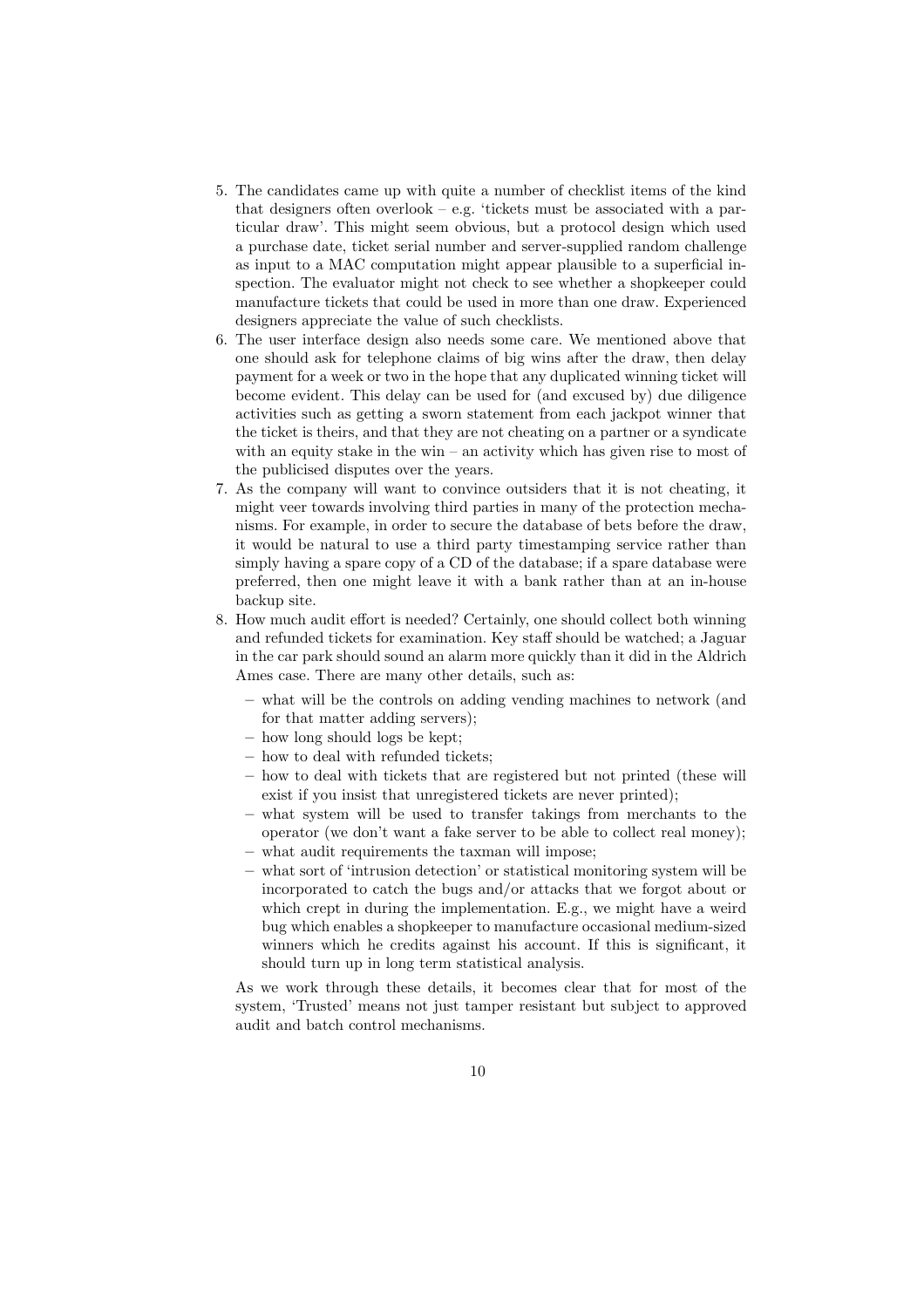5. The candidates came up with quite a number of checklist items of the kind that designers often overlook – e.g. 'tickets must be associated with a particular draw'. This might seem obvious, but a protocol design which used a purchase date, ticket serial number and server-supplied random challenge as input to a MAC computation might appear plausible to a superficial inspection. The evaluator might not check to see whether a shopkeeper could manufacture tickets that could be used in more than one draw. Experienced designers appreciate the value of such checklists.
6. The user interface design also needs some care. We mentioned above that one should ask for telephone claims of big wins after the draw, then delay payment for a week or two in the hope that any duplicated winning ticket will become evident. This delay can be used for (and excused by) due diligence activities such as getting a sworn statement from each jackpot winner that the ticket is theirs, and that they are not cheating on a partner or a syndicate with an equity stake in the win – an activity which has given rise to most of the publicised disputes over the years.
7. As the company will want to convince outsiders that it is not cheating, it might veer towards involving third parties in many of the protection mechanisms. For example, in order to secure the database of bets before the draw, it would be natural to use a third party timestamping service rather than simply having a spare copy of a CD of the database; if a spare database were preferred, then one might leave it with a bank rather than at an in-house backup site.
8. How much audit effort is needed? Certainly, one should collect both winning and refunded tickets for examination. Key staff should be watched; a Jaguar in the car park should sound an alarm more quickly than it did in the Aldrich Ames case. There are many other details, such as:
   - what will be the controls on adding vending machines to network (and for that matter adding servers);
   - how long should logs be kept;
   - how to deal with refunded tickets;
   - how to deal with tickets that are registered but not printed (these will exist if you insist that unregistered tickets are never printed);
   - what system will be used to transfer takings from merchants to the operator (we don't want a fake server to be able to collect real money);
   - what audit requirements the taxman will impose;
   - what sort of 'intrusion detection' or statistical monitoring system will be incorporated to catch the bugs and/or attacks that we forgot about or which crept in during the implementation. E.g., we might have a weird bug which enables a shopkeeper to manufacture occasional medium-sized winners which he credits against his account. If this is significant, it should turn up in long term statistical analysis.

   As we work through these details, it becomes clear that for most of the system, 'Trusted' means not just tamper resistant but subject to approved audit and batch control mechanisms.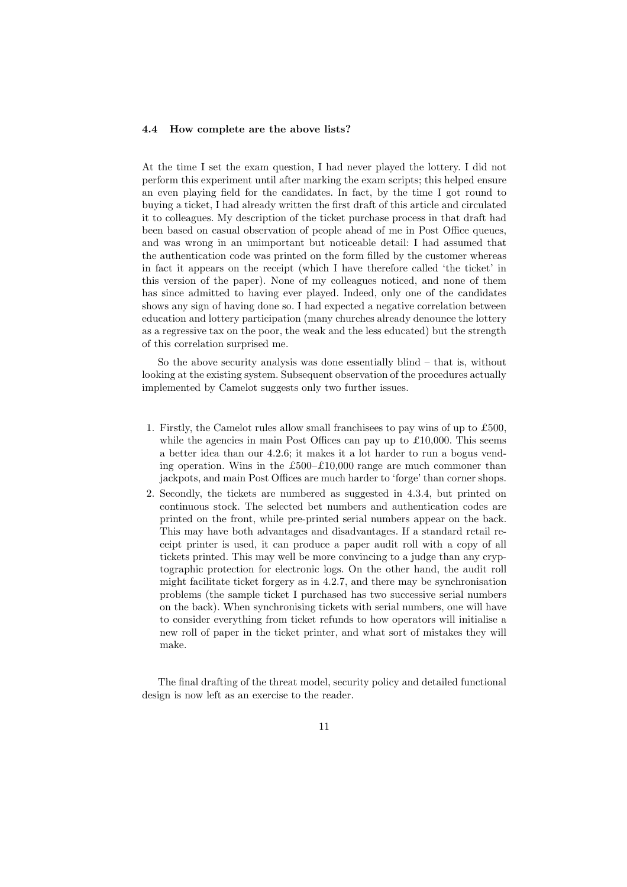### 4.4 How complete are the above lists?

At the time I set the exam question, I had never played the lottery. I did not perform this experiment until after marking the exam scripts; this helped ensure an even playing field for the candidates. In fact, by the time I got round to buying a ticket, I had already written the first draft of this article and circulated it to colleagues. My description of the ticket purchase process in that draft had been based on casual observation of people ahead of me in Post Office queues, and was wrong in an unimportant but noticeable detail: I had assumed that the authentication code was printed on the form filled by the customer whereas in fact it appears on the receipt (which I have therefore called 'the ticket' in this version of the paper). None of my colleagues noticed, and none of them has since admitted to having ever played. Indeed, only one of the candidates shows any sign of having done so. I had expected a negative correlation between education and lottery participation (many churches already denounce the lottery as a regressive tax on the poor, the weak and the less educated) but the strength of this correlation surprised me.

So the above security analysis was done essentially blind – that is, without looking at the existing system. Subsequent observation of the procedures actually implemented by Camelot suggests only two further issues.

1. Firstly, the Camelot rules allow small franchisees to pay wins of up to £500, while the agencies in main Post Offices can pay up to £10,000. This seems a better idea than our 4.2.6; it makes it a lot harder to run a bogus vending operation. Wins in the £500–£10,000 range are much commoner than jackpots, and main Post Offices are much harder to 'forge' than corner shops.
2. Secondly, the tickets are numbered as suggested in 4.3.4, but printed on continuous stock. The selected bet numbers and authentication codes are printed on the front, while pre-printed serial numbers appear on the back. This may have both advantages and disadvantages. If a standard retail receipt printer is used, it can produce a paper audit roll with a copy of all tickets printed. This may well be more convincing to a judge than any cryptographic protection for electronic logs. On the other hand, the audit roll might facilitate ticket forgery as in 4.2.7, and there may be synchronisation problems (the sample ticket I purchased has two successive serial numbers on the back). When synchronising tickets with serial numbers, one will have to consider everything from ticket refunds to how operators will initialise a new roll of paper in the ticket printer, and what sort of mistakes they will make.

The final drafting of the threat model, security policy and detailed functional design is now left as an exercise to the reader.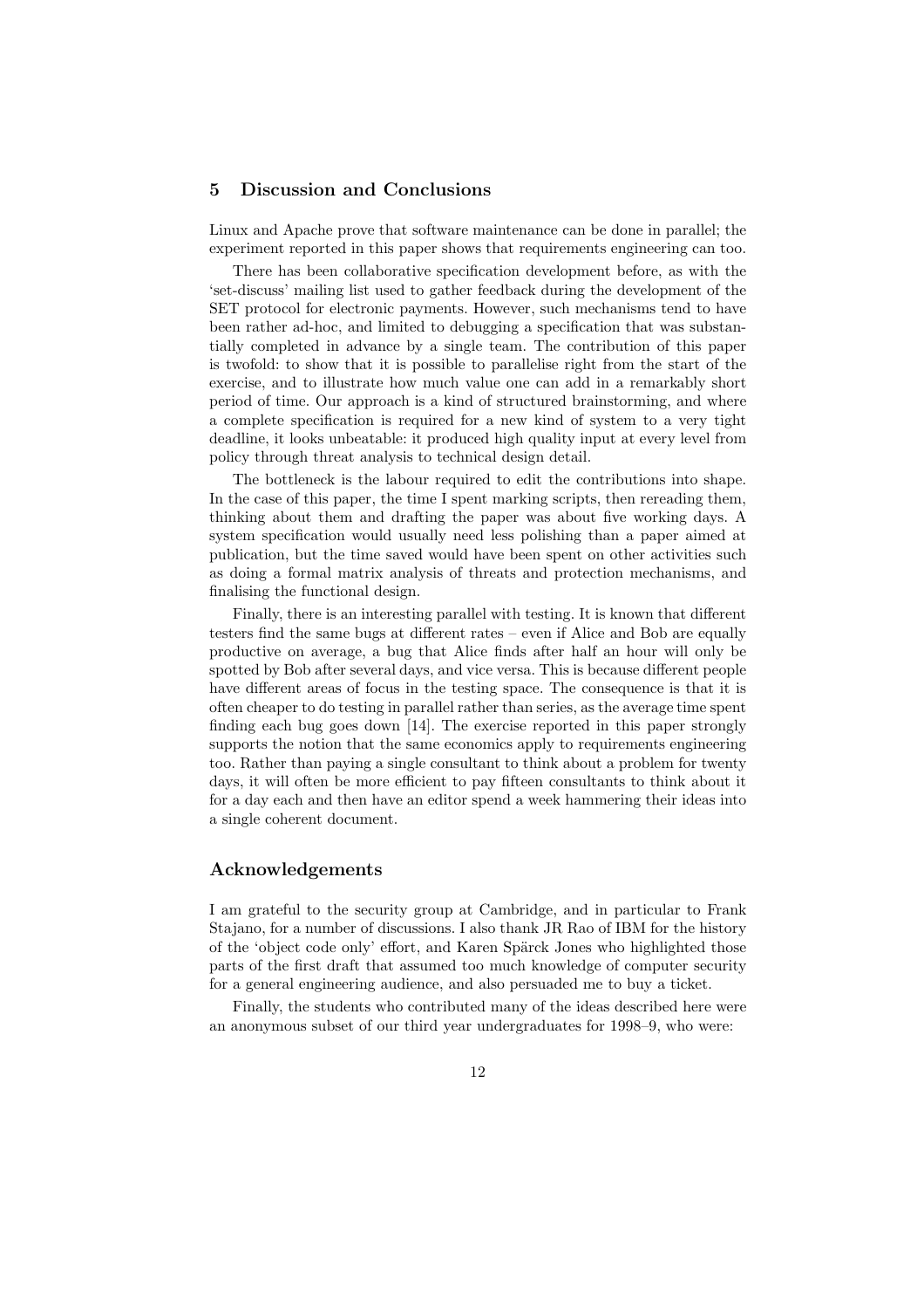## 5 Discussion and Conclusions

Linux and Apache prove that software maintenance can be done in parallel; the experiment reported in this paper shows that requirements engineering can too.

There has been collaborative specification development before, as with the 'set-discuss' mailing list used to gather feedback during the development of the SET protocol for electronic payments. However, such mechanisms tend to have been rather ad-hoc, and limited to debugging a specification that was substantially completed in advance by a single team. The contribution of this paper is twofold: to show that it is possible to parallelise right from the start of the exercise, and to illustrate how much value one can add in a remarkably short period of time. Our approach is a kind of structured brainstorming, and where a complete specification is required for a new kind of system to a very tight deadline, it looks unbeatable: it produced high quality input at every level from policy through threat analysis to technical design detail.

The bottleneck is the labour required to edit the contributions into shape. In the case of this paper, the time I spent marking scripts, then rereading them, thinking about them and drafting the paper was about five working days. A system specification would usually need less polishing than a paper aimed at publication, but the time saved would have been spent on other activities such as doing a formal matrix analysis of threats and protection mechanisms, and finalising the functional design.

Finally, there is an interesting parallel with testing. It is known that different testers find the same bugs at different rates – even if Alice and Bob are equally productive on average, a bug that Alice finds after half an hour will only be spotted by Bob after several days, and vice versa. This is because different people have different areas of focus in the testing space. The consequence is that it is often cheaper to do testing in parallel rather than series, as the average time spent finding each bug goes down [14]. The exercise reported in this paper strongly supports the notion that the same economics apply to requirements engineering too. Rather than paying a single consultant to think about a problem for twenty days, it will often be more efficient to pay fifteen consultants to think about it for a day each and then have an editor spend a week hammering their ideas into a single coherent document.

## Acknowledgements

I am grateful to the security group at Cambridge, and in particular to Frank Stajano, for a number of discussions. I also thank JR Rao of IBM for the history of the 'object code only' effort, and Karen Spärck Jones who highlighted those parts of the first draft that assumed too much knowledge of computer security for a general engineering audience, and also persuaded me to buy a ticket.

Finally, the students who contributed many of the ideas described here were an anonymous subset of our third year undergraduates for 1998–9, who were: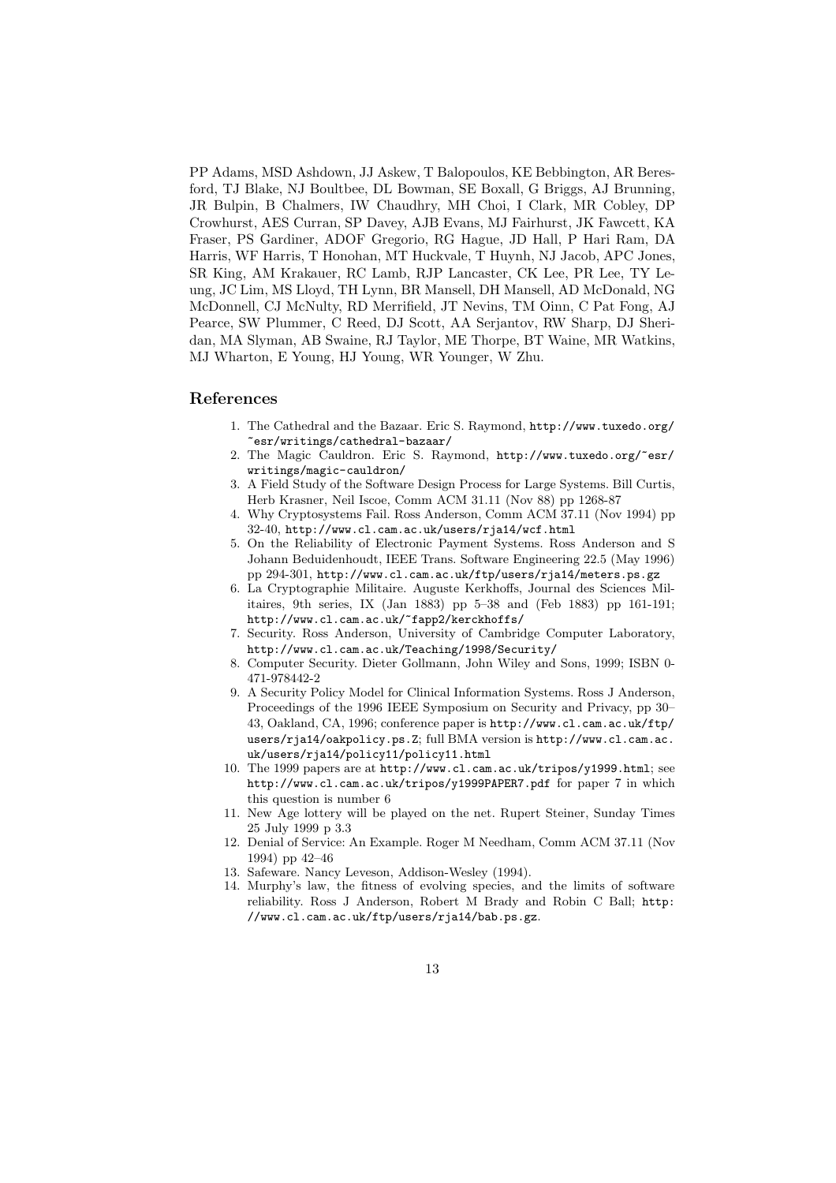PP Adams, MSD Ashdown, JJ Askew, T Balopoulos, KE Bebbington, AR Beresford, TJ Blake, NJ Boultbee, DL Bowman, SE Boxall, G Briggs, AJ Brunning, JR Bulpin, B Chalmers, IW Chaudhry, MH Choi, I Clark, MR Cobley, DP Crowhurst, AES Curran, SP Davey, AJB Evans, MJ Fairhurst, JK Fawcett, KA Fraser, PS Gardiner, ADOF Gregorio, RG Hague, JD Hall, P Hari Ram, DA Harris, WF Harris, T Honohan, MT Huckvale, T Huynh, NJ Jacob, APC Jones, SR King, AM Krakauer, RC Lamb, RJP Lancaster, CK Lee, PR Lee, TY Leung, JC Lim, MS Lloyd, TH Lynn, BR Mansell, DH Mansell, AD McDonald, NG McDonnell, CJ McNulty, RD Merrifield, JT Nevins, TM Oinn, C Pat Fong, AJ Pearce, SW Plummer, C Reed, DJ Scott, AA Serjantov, RW Sharp, DJ Sheridan, MA Slyman, AB Swaine, RJ Taylor, ME Thorpe, BT Waine, MR Watkins, MJ Wharton, E Young, HJ Young, WR Younger, W Zhu.

## References

1. The Cathedral and the Bazaar. Eric S. Raymond, `http://www.tuxedo.org/~esr/writings/cathedral-bazaar/`
2. The Magic Cauldron. Eric S. Raymond, `http://www.tuxedo.org/~esr/writings/magic-cauldron/`
3. A Field Study of the Software Design Process for Large Systems. Bill Curtis, Herb Krasner, Neil Iscoe, Comm ACM 31.11 (Nov 88) pp 1268-87
4. Why Cryptosystems Fail. Ross Anderson, Comm ACM 37.11 (Nov 1994) pp 32-40, `http://www.cl.cam.ac.uk/users/rja14/wcf.html`
5. On the Reliability of Electronic Payment Systems. Ross Anderson and S Johann Beduidenhoudt, IEEE Trans. Software Engineering 22.5 (May 1996) pp 294-301, `http://www.cl.cam.ac.uk/ftp/users/rja14/meters.ps.gz`
6. La Cryptographie Militaire. Auguste Kerkhoffs, Journal des Sciences Militaires, 9th series, IX (Jan 1883) pp 5–38 and (Feb 1883) pp 161-191; `http://www.cl.cam.ac.uk/~fapp2/kerckhoffs/`
7. Security. Ross Anderson, University of Cambridge Computer Laboratory, `http://www.cl.cam.ac.uk/Teaching/1998/Security/`
8. Computer Security. Dieter Gollmann, John Wiley and Sons, 1999; ISBN 0-471-978442-2
9. A Security Policy Model for Clinical Information Systems. Ross J Anderson, Proceedings of the 1996 IEEE Symposium on Security and Privacy, pp 30–43, Oakland, CA, 1996; conference paper is `http://www.cl.cam.ac.uk/ftp/users/rja14/oakpolicy.ps.Z`; full BMA version is `http://www.cl.cam.ac.uk/users/rja14/policy11/policy11.html`
10. The 1999 papers are at `http://www.cl.cam.ac.uk/tripos/y1999.html`; see `http://www.cl.cam.ac.uk/tripos/y1999PAPER7.pdf` for paper 7 in which this question is number 6
11. New Age lottery will be played on the net. Rupert Steiner, Sunday Times 25 July 1999 p 3.3
12. Denial of Service: An Example. Roger M Needham, Comm ACM 37.11 (Nov 1994) pp 42–46
13. Safeware. Nancy Leveson, Addison-Wesley (1994).
14. Murphy's law, the fitness of evolving species, and the limits of software reliability. Ross J Anderson, Robert M Brady and Robin C Ball; `http://www.cl.cam.ac.uk/ftp/users/rja14/bab.ps.gz`.